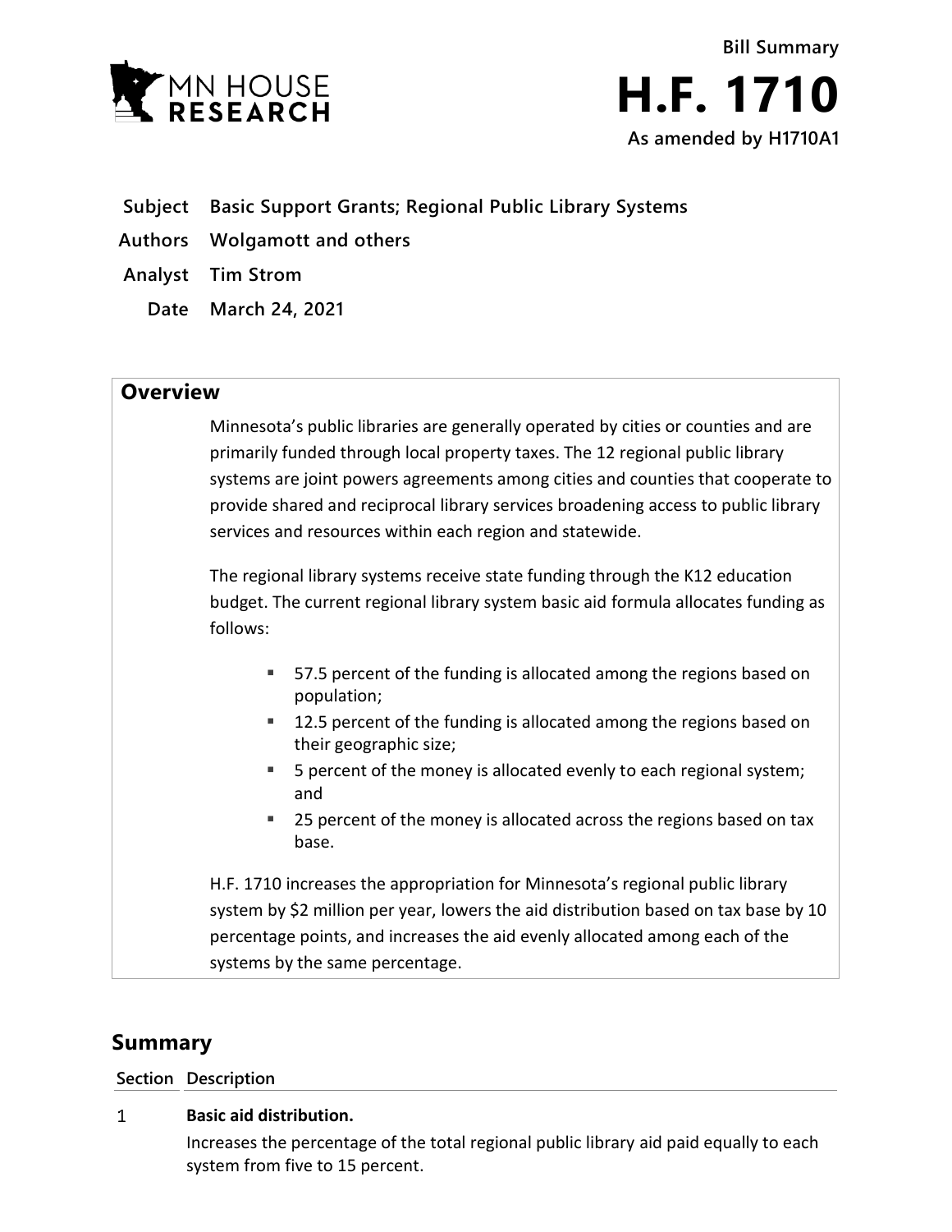Bill Summary

# H.F. 1710

**As amended by H1710A1**

**Subject** Basic Support Grants; Regional Public Library Systems

**Authors** Wolgamott and others

**Analyst** Tim Strom

**Date** March 24, 2021

## Overview

Minnesota's public libraries are generally operated by cities or counties and are primarily funded through local property taxes. The 12 regional public library systems are joint powers agreements among cities and counties that cooperate to provide shared and reciprocal library services broadening access to public library services and resources within each region and statewide.

The regional library systems receive state funding through the K12 education budget. The current regional library system basic aid formula allocates funding as follows:

- 57.5 percent of the funding is allocated among the regions based on population;
- 12.5 percent of the funding is allocated among the regions based on their geographic size;
- 5 percent of the money is allocated evenly to each regional system; and
- 25 percent of the money is allocated across the regions based on tax base.

H.F. 1710 increases the appropriation for Minnesota's regional public library system by $2 million per year, lowers the aid distribution based on tax base by 10 percentage points, and increases the aid evenly allocated among each of the systems by the same percentage.

## Summary

| Section | Description |
|---|---|
| 1 | **Basic aid distribution.**<br>Increases the percentage of the total regional public library aid paid equally to each system from five to 15 percent. |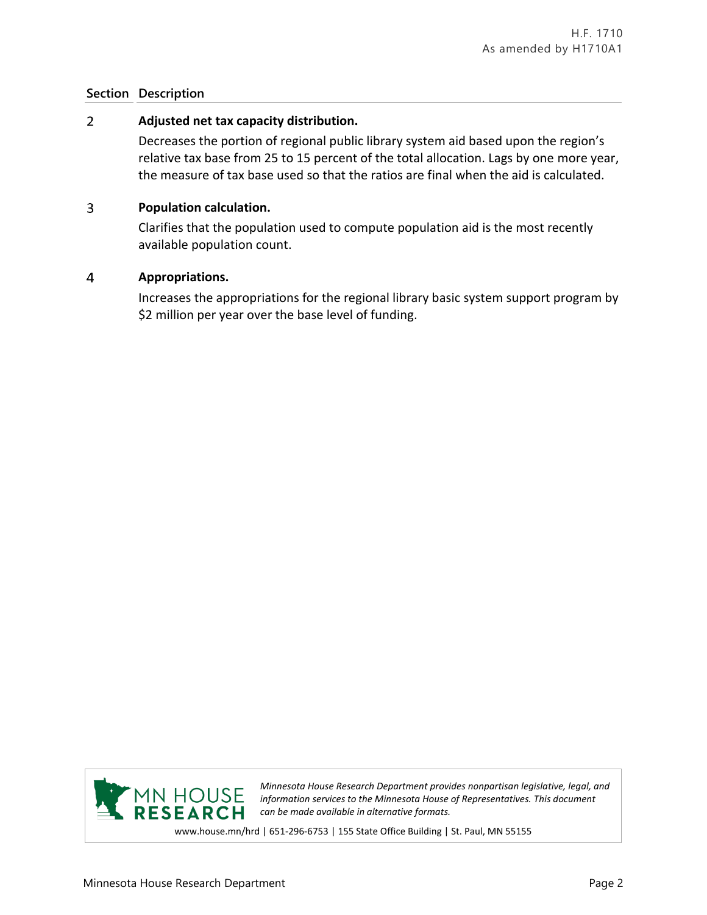| Section | Description |
|---|---|
| 2 | **Adjusted net tax capacity distribution.**<br>Decreases the portion of regional public library system aid based upon the region's relative tax base from 25 to 15 percent of the total allocation. Lags by one more year, the measure of tax base used so that the ratios are final when the aid is calculated. |
| 3 | **Population calculation.**<br>Clarifies that the population used to compute population aid is the most recently available population count. |
| 4 | **Appropriations.**<br>Increases the appropriations for the regional library basic system support program by $2 million per year over the base level of funding. |

MN HOUSE RESEARCH

*Minnesota House Research Department provides nonpartisan legislative, legal, and information services to the Minnesota House of Representatives. This document can be made available in alternative formats.*

www.house.mn/hrd | 651-296-6753 | 155 State Office Building | St. Paul, MN 55155